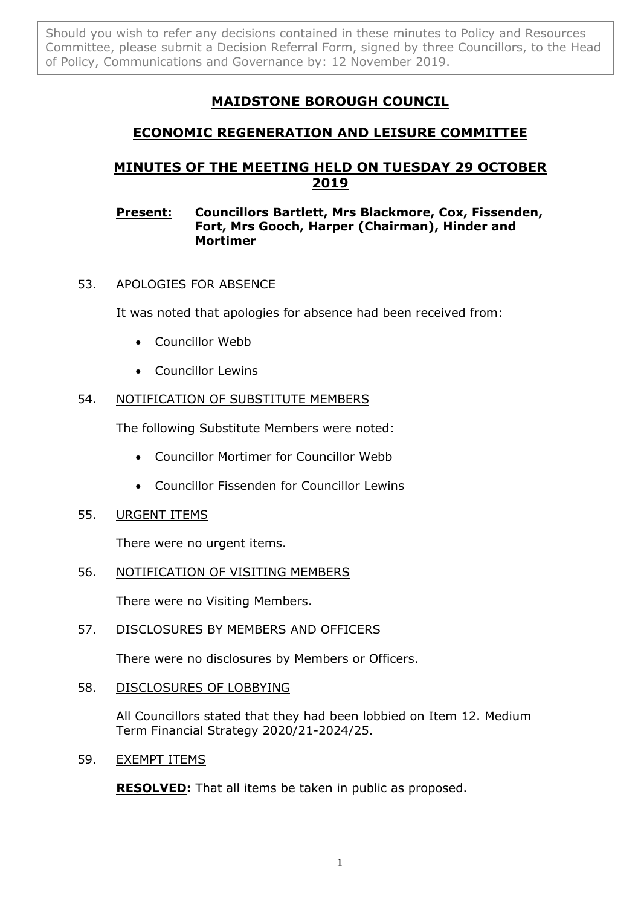Should you wish to refer any decisions contained in these minutes to Policy and Resources Committee, please submit a Decision Referral Form, signed by three Councillors, to the Head of Policy, Communications and Governance by: 12 November 2019.

# MAIDSTONE BOROUGH COUNCIL

## ECONOMIC REGENERATION AND LEISURE COMMITTEE

## MINUTES OF THE MEETING HELD ON TUESDAY 29 OCTOBER 2019

**Present: Councillors Bartlett, Mrs Blackmore, Cox, Fissenden, Fort, Mrs Gooch, Harper (Chairman), Hinder and Mortimer**

53. APOLOGIES FOR ABSENCE

It was noted that apologies for absence had been received from:

- Councillor Webb
- Councillor Lewins

54. NOTIFICATION OF SUBSTITUTE MEMBERS

The following Substitute Members were noted:

- Councillor Mortimer for Councillor Webb
- Councillor Fissenden for Councillor Lewins

55. URGENT ITEMS

There were no urgent items.

56. NOTIFICATION OF VISITING MEMBERS

There were no Visiting Members.

57. DISCLOSURES BY MEMBERS AND OFFICERS

There were no disclosures by Members or Officers.

58. DISCLOSURES OF LOBBYING

All Councillors stated that they had been lobbied on Item 12. Medium Term Financial Strategy 2020/21-2024/25.

59. EXEMPT ITEMS

**RESOLVED:** That all items be taken in public as proposed.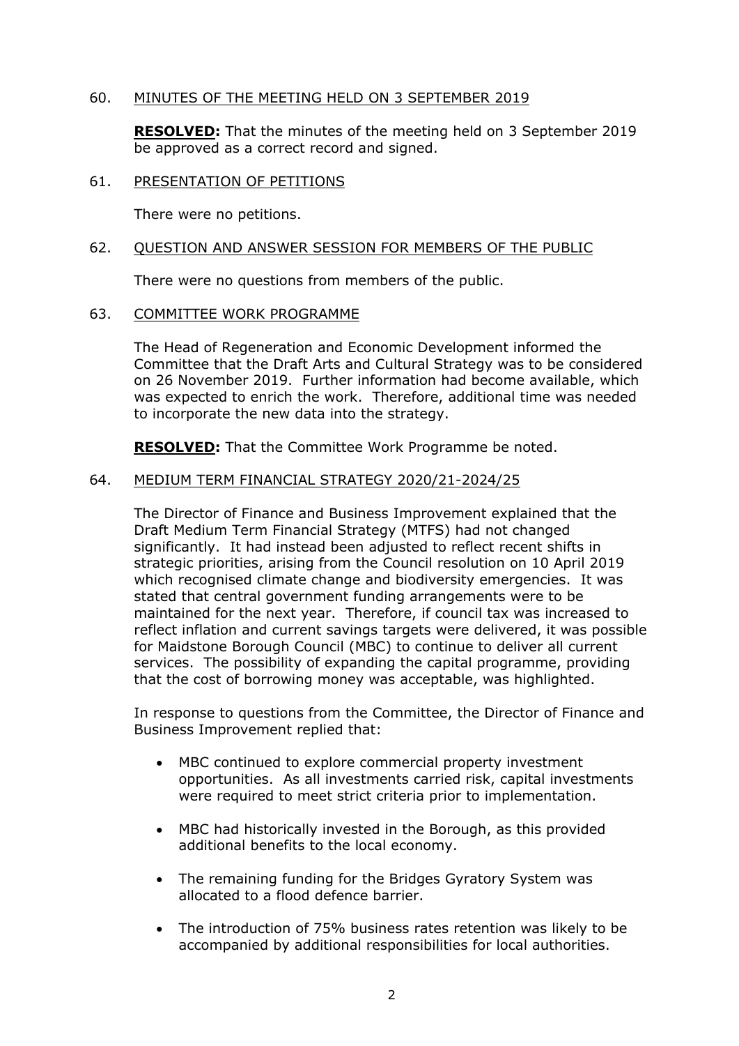60. MINUTES OF THE MEETING HELD ON 3 SEPTEMBER 2019

**RESOLVED:** That the minutes of the meeting held on 3 September 2019 be approved as a correct record and signed.

61. PRESENTATION OF PETITIONS

There were no petitions.

62. QUESTION AND ANSWER SESSION FOR MEMBERS OF THE PUBLIC

There were no questions from members of the public.

63. COMMITTEE WORK PROGRAMME

The Head of Regeneration and Economic Development informed the Committee that the Draft Arts and Cultural Strategy was to be considered on 26 November 2019. Further information had become available, which was expected to enrich the work. Therefore, additional time was needed to incorporate the new data into the strategy.

**RESOLVED:** That the Committee Work Programme be noted.

64. MEDIUM TERM FINANCIAL STRATEGY 2020/21-2024/25

The Director of Finance and Business Improvement explained that the Draft Medium Term Financial Strategy (MTFS) had not changed significantly. It had instead been adjusted to reflect recent shifts in strategic priorities, arising from the Council resolution on 10 April 2019 which recognised climate change and biodiversity emergencies. It was stated that central government funding arrangements were to be maintained for the next year. Therefore, if council tax was increased to reflect inflation and current savings targets were delivered, it was possible for Maidstone Borough Council (MBC) to continue to deliver all current services. The possibility of expanding the capital programme, providing that the cost of borrowing money was acceptable, was highlighted.

In response to questions from the Committee, the Director of Finance and Business Improvement replied that:

- MBC continued to explore commercial property investment opportunities. As all investments carried risk, capital investments were required to meet strict criteria prior to implementation.

- MBC had historically invested in the Borough, as this provided additional benefits to the local economy.

- The remaining funding for the Bridges Gyratory System was allocated to a flood defence barrier.

- The introduction of 75% business rates retention was likely to be accompanied by additional responsibilities for local authorities.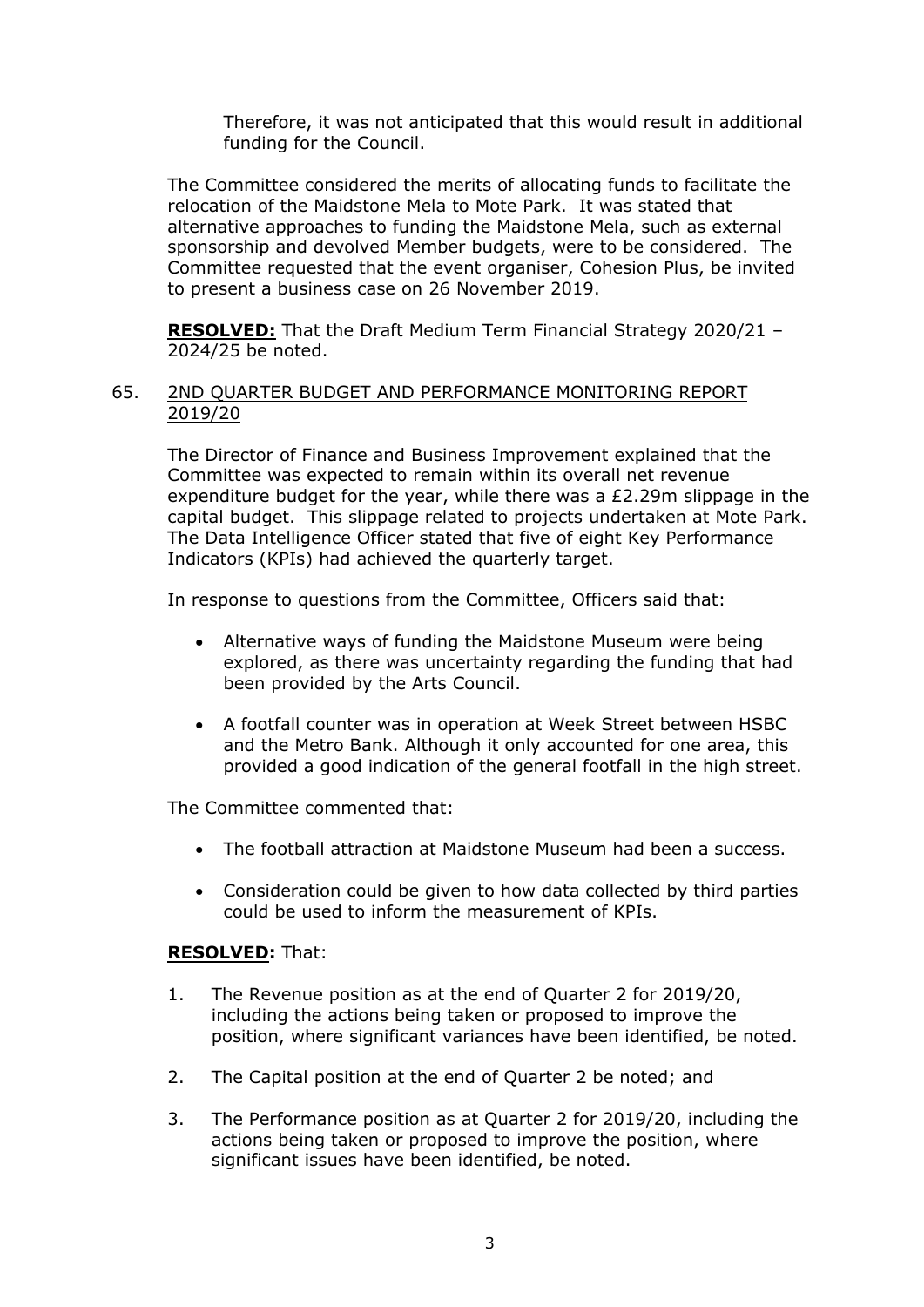Therefore, it was not anticipated that this would result in additional funding for the Council.

The Committee considered the merits of allocating funds to facilitate the relocation of the Maidstone Mela to Mote Park. It was stated that alternative approaches to funding the Maidstone Mela, such as external sponsorship and devolved Member budgets, were to be considered. The Committee requested that the event organiser, Cohesion Plus, be invited to present a business case on 26 November 2019.

**RESOLVED:** That the Draft Medium Term Financial Strategy 2020/21 – 2024/25 be noted.

## 65. 2ND QUARTER BUDGET AND PERFORMANCE MONITORING REPORT 2019/20

The Director of Finance and Business Improvement explained that the Committee was expected to remain within its overall net revenue expenditure budget for the year, while there was a £2.29m slippage in the capital budget. This slippage related to projects undertaken at Mote Park. The Data Intelligence Officer stated that five of eight Key Performance Indicators (KPIs) had achieved the quarterly target.

In response to questions from the Committee, Officers said that:

- Alternative ways of funding the Maidstone Museum were being explored, as there was uncertainty regarding the funding that had been provided by the Arts Council.
- A footfall counter was in operation at Week Street between HSBC and the Metro Bank. Although it only accounted for one area, this provided a good indication of the general footfall in the high street.

The Committee commented that:

- The football attraction at Maidstone Museum had been a success.
- Consideration could be given to how data collected by third parties could be used to inform the measurement of KPIs.

**RESOLVED:** That:

1. The Revenue position as at the end of Quarter 2 for 2019/20, including the actions being taken or proposed to improve the position, where significant variances have been identified, be noted.
2. The Capital position at the end of Quarter 2 be noted; and
3. The Performance position as at Quarter 2 for 2019/20, including the actions being taken or proposed to improve the position, where significant issues have been identified, be noted.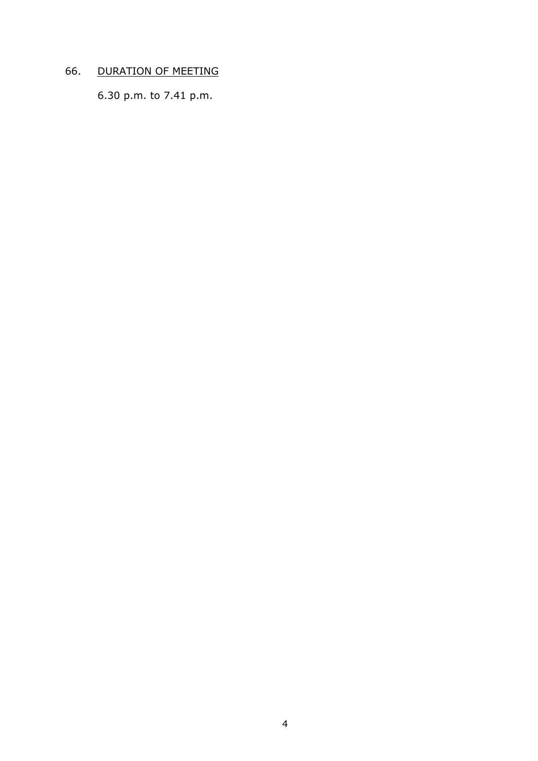## 66. DURATION OF MEETING

6.30 p.m. to 7.41 p.m.